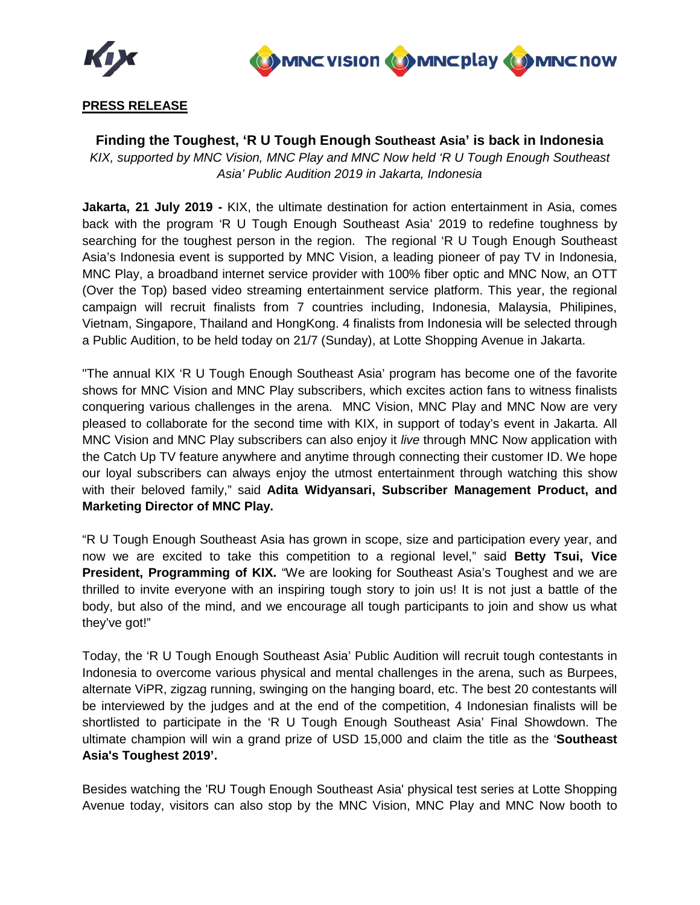**PRESS RELEASE**

## Finding the Toughest, 'R U Tough Enough Southeast Asia' is back in Indonesia

*KIX, supported by MNC Vision, MNC Play and MNC Now held 'R U Tough Enough Southeast Asia' Public Audition 2019 in Jakarta, Indonesia*

**Jakarta, 21 July 2019 -** KIX, the ultimate destination for action entertainment in Asia, comes back with the program 'R U Tough Enough Southeast Asia' 2019 to redefine toughness by searching for the toughest person in the region. The regional 'R U Tough Enough Southeast Asia's Indonesia event is supported by MNC Vision, a leading pioneer of pay TV in Indonesia, MNC Play, a broadband internet service provider with 100% fiber optic and MNC Now, an OTT (Over the Top) based video streaming entertainment service platform. This year, the regional campaign will recruit finalists from 7 countries including, Indonesia, Malaysia, Philipines, Vietnam, Singapore, Thailand and HongKong. 4 finalists from Indonesia will be selected through a Public Audition, to be held today on 21/7 (Sunday), at Lotte Shopping Avenue in Jakarta.

"The annual KIX 'R U Tough Enough Southeast Asia' program has become one of the favorite shows for MNC Vision and MNC Play subscribers, which excites action fans to witness finalists conquering various challenges in the arena. MNC Vision, MNC Play and MNC Now are very pleased to collaborate for the second time with KIX, in support of today's event in Jakarta. All MNC Vision and MNC Play subscribers can also enjoy it *live* through MNC Now application with the Catch Up TV feature anywhere and anytime through connecting their customer ID. We hope our loyal subscribers can always enjoy the utmost entertainment through watching this show with their beloved family," said **Adita Widyansari, Subscriber Management Product, and Marketing Director of MNC Play.**

"R U Tough Enough Southeast Asia has grown in scope, size and participation every year, and now we are excited to take this competition to a regional level," said **Betty Tsui, Vice President, Programming of KIX.** "We are looking for Southeast Asia's Toughest and we are thrilled to invite everyone with an inspiring tough story to join us! It is not just a battle of the body, but also of the mind, and we encourage all tough participants to join and show us what they've got!"

Today, the 'R U Tough Enough Southeast Asia' Public Audition will recruit tough contestants in Indonesia to overcome various physical and mental challenges in the arena, such as Burpees, alternate ViPR, zigzag running, swinging on the hanging board, etc. The best 20 contestants will be interviewed by the judges and at the end of the competition, 4 Indonesian finalists will be shortlisted to participate in the 'R U Tough Enough Southeast Asia' Final Showdown. The ultimate champion will win a grand prize of USD 15,000 and claim the title as the '**Southeast Asia's Toughest 2019'.**

Besides watching the 'RU Tough Enough Southeast Asia' physical test series at Lotte Shopping Avenue today, visitors can also stop by the MNC Vision, MNC Play and MNC Now booth to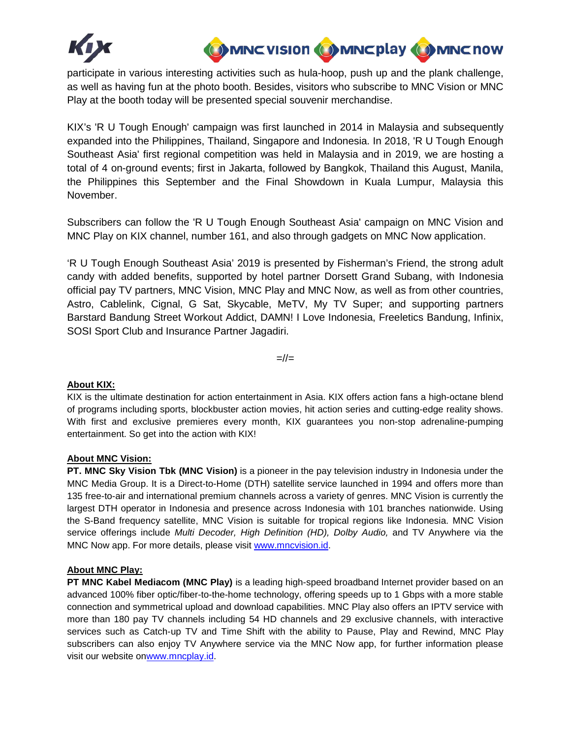participate in various interesting activities such as hula-hoop, push up and the plank challenge, as well as having fun at the photo booth. Besides, visitors who subscribe to MNC Vision or MNC Play at the booth today will be presented special souvenir merchandise.

KIX's 'R U Tough Enough' campaign was first launched in 2014 in Malaysia and subsequently expanded into the Philippines, Thailand, Singapore and Indonesia. In 2018, 'R U Tough Enough Southeast Asia' first regional competition was held in Malaysia and in 2019, we are hosting a total of 4 on-ground events; first in Jakarta, followed by Bangkok, Thailand this August, Manila, the Philippines this September and the Final Showdown in Kuala Lumpur, Malaysia this November.

Subscribers can follow the 'R U Tough Enough Southeast Asia' campaign on MNC Vision and MNC Play on KIX channel, number 161, and also through gadgets on MNC Now application.

'R U Tough Enough Southeast Asia' 2019 is presented by Fisherman's Friend, the strong adult candy with added benefits, supported by hotel partner Dorsett Grand Subang, with Indonesia official pay TV partners, MNC Vision, MNC Play and MNC Now, as well as from other countries, Astro, Cablelink, Cignal, G Sat, Skycable, MeTV, My TV Super; and supporting partners Barstard Bandung Street Workout Addict, DAMN! I Love Indonesia, Freeletics Bandung, Infinix, SOSI Sport Club and Insurance Partner Jagadiri.

=//=

**About KIX:**

KIX is the ultimate destination for action entertainment in Asia. KIX offers action fans a high-octane blend of programs including sports, blockbuster action movies, hit action series and cutting-edge reality shows. With first and exclusive premieres every month, KIX guarantees you non-stop adrenaline-pumping entertainment. So get into the action with KIX!

**About MNC Vision:**

**PT. MNC Sky Vision Tbk (MNC Vision)** is a pioneer in the pay television industry in Indonesia under the MNC Media Group. It is a Direct-to-Home (DTH) satellite service launched in 1994 and offers more than 135 free-to-air and international premium channels across a variety of genres. MNC Vision is currently the largest DTH operator in Indonesia and presence across Indonesia with 101 branches nationwide. Using the S-Band frequency satellite, MNC Vision is suitable for tropical regions like Indonesia. MNC Vision service offerings include *Multi Decoder, High Definition (HD), Dolby Audio,* and TV Anywhere via the MNC Now app. For more details, please visit www.mncvision.id.

**About MNC Play:**

**PT MNC Kabel Mediacom (MNC Play)** is a leading high-speed broadband Internet provider based on an advanced 100% fiber optic/fiber-to-the-home technology, offering speeds up to 1 Gbps with a more stable connection and symmetrical upload and download capabilities. MNC Play also offers an IPTV service with more than 180 pay TV channels including 54 HD channels and 29 exclusive channels, with interactive services such as Catch-up TV and Time Shift with the ability to Pause, Play and Rewind, MNC Play subscribers can also enjoy TV Anywhere service via the MNC Now app, for further information please visit our website onwww.mncplay.id.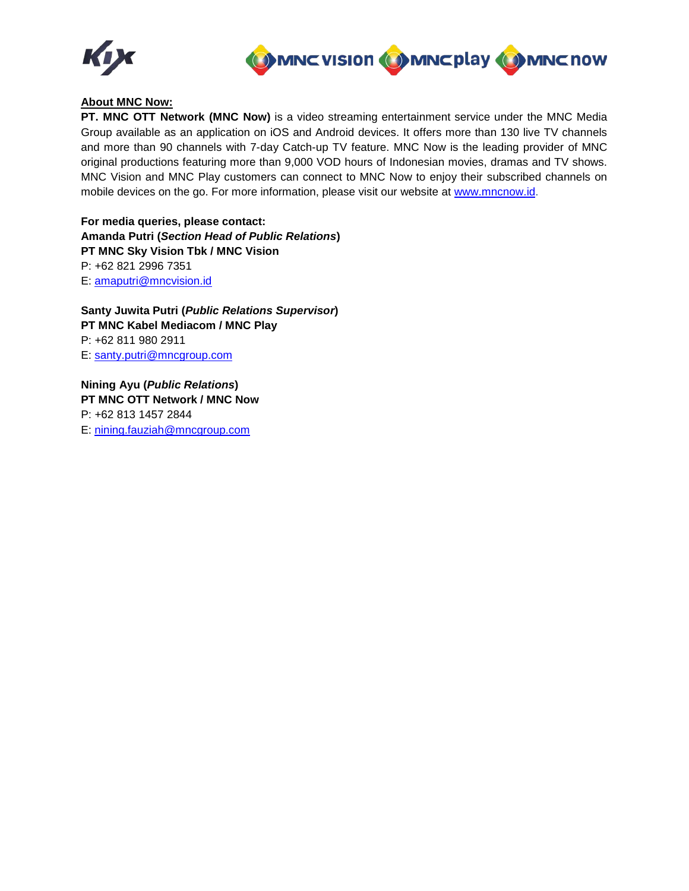**About MNC Now:**

**PT. MNC OTT Network (MNC Now)** is a video streaming entertainment service under the MNC Media Group available as an application on iOS and Android devices. It offers more than 130 live TV channels and more than 90 channels with 7-day Catch-up TV feature. MNC Now is the leading provider of MNC original productions featuring more than 9,000 VOD hours of Indonesian movies, dramas and TV shows. MNC Vision and MNC Play customers can connect to MNC Now to enjoy their subscribed channels on mobile devices on the go. For more information, please visit our website at www.mncnow.id.

**For media queries, please contact:**
**Amanda Putri (*Section Head of Public Relations*)**
**PT MNC Sky Vision Tbk / MNC Vision**
P: +62 821 2996 7351
E: amaputri@mncvision.id

**Santy Juwita Putri (*Public Relations Supervisor*)**
**PT MNC Kabel Mediacom / MNC Play**
P: +62 811 980 2911
E: santy.putri@mncgroup.com

**Nining Ayu (*Public Relations*)**
**PT MNC OTT Network / MNC Now**
P: +62 813 1457 2844
E: nining.fauziah@mncgroup.com